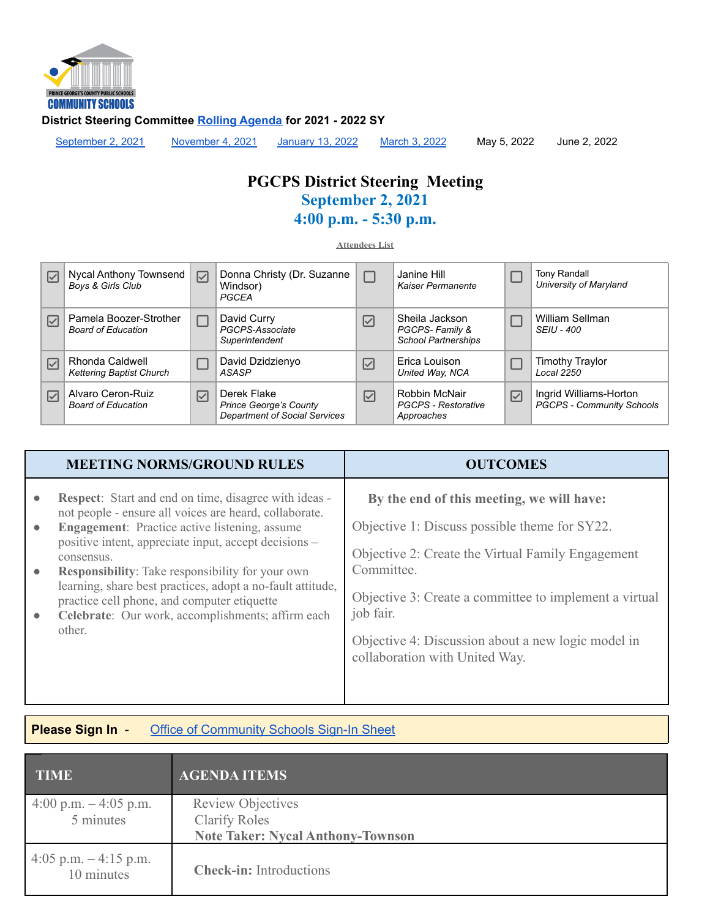**District Steering Committee Rolling Agenda for 2021 - 2022 SY**

September 2, 2021 November 4, 2021 January 13, 2022 March 3, 2022 May 5, 2022 June 2, 2022

# PGCPS District Steering Meeting

## September 2, 2021

## 4:00 p.m. - 5:30 p.m.

Attendees List

| | | | | | | | |
|---|---|---|---|---|---|---|---|
| ☑ | Nycal Anthony Townsend *Boys & Girls Club* | ☑ | Donna Christy (Dr. Suzanne Windsor) *PGCEA* | ☐ | Janine Hill *Kaiser Permanente* | ☐ | Tony Randall *University of Maryland* |
| ☑ | Pamela Boozer-Strother *Board of Education* | ☐ | David Curry *PGCPS-Associate Superintendent* | ☑ | Sheila Jackson *PGCPS- Family & School Partnerships* | ☐ | William Sellman *SEIU - 400* |
| ☑ | Rhonda Caldwell *Kettering Baptist Church* | ☐ | David Dzidzienyo *ASASP* | ☑ | Erica Louison *United Way, NCA* | ☐ | Timothy Traylor *Local 2250* |
| ☑ | Alvaro Ceron-Ruiz *Board of Education* | ☑ | Derek Flake *Prince George's County Department of Social Services* | ☑ | Robbin McNair *PGCPS - Restorative Approaches* | ☑ | Ingrid Williams-Horton *PGCPS - Community Schools* |

| MEETING NORMS/GROUND RULES | OUTCOMES |
|---|---|
| • **Respect**: Start and end on time, disagree with ideas - not people - ensure all voices are heard, collaborate.<br>• **Engagement**: Practice active listening, assume positive intent, appreciate input, accept decisions – consensus.<br>• **Responsibility**: Take responsibility for your own learning, share best practices, adopt a no-fault attitude, practice cell phone, and computer etiquette<br>• **Celebrate**: Our work, accomplishments; affirm each other. | **By the end of this meeting, we will have:**<br>Objective 1: Discuss possible theme for SY22.<br>Objective 2: Create the Virtual Family Engagement Committee.<br>Objective 3: Create a committee to implement a virtual job fair.<br>Objective 4: Discussion about a new logic model in collaboration with United Way. |

**Please Sign In** - Office of Community Schools Sign-In Sheet

| TIME | AGENDA ITEMS |
|---|---|
| 4:00 p.m. – 4:05 p.m.<br>5 minutes | Review Objectives<br>Clarify Roles<br>**Note Taker: Nycal Anthony-Townson** |
| 4:05 p.m. – 4:15 p.m.<br>10 minutes | **Check-in:** Introductions |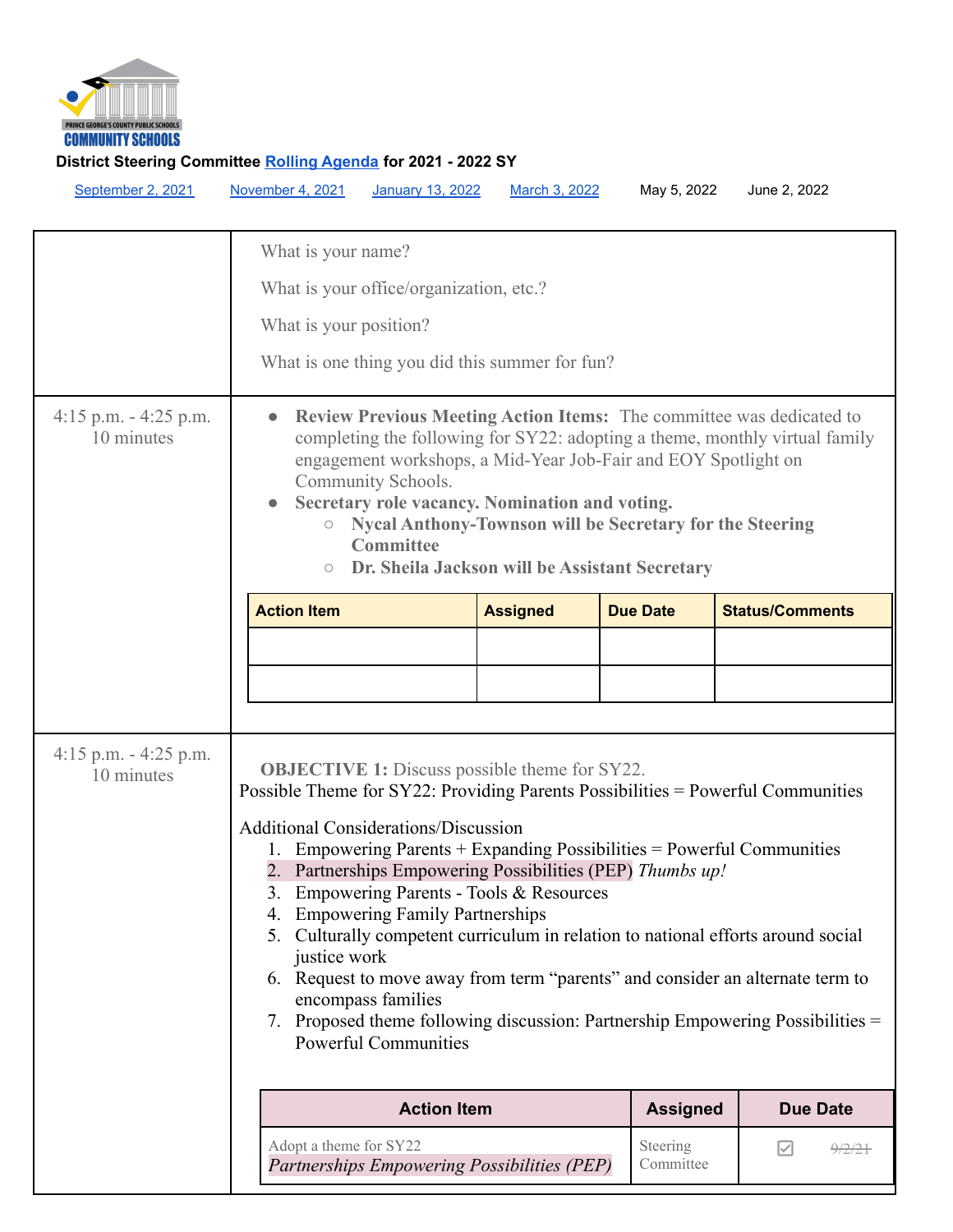PRINCE GEORGE'S COUNTY PUBLIC SCHOOLS COMMUNITY SCHOOLS

**District Steering Committee Rolling Agenda for 2021 - 2022 SY**

September 2, 2021 | November 4, 2021 | January 13, 2022 | March 3, 2022 | May 5, 2022 | June 2, 2022

| | |
|---|---|
| | What is your name?<br><br>What is your office/organization, etc.?<br><br>What is your position?<br><br>What is one thing you did this summer for fun? |
| 4:15 p.m. - 4:25 p.m.<br>10 minutes | • **Review Previous Meeting Action Items:** The committee was dedicated to completing the following for SY22: adopting a theme, monthly virtual family engagement workshops, a Mid-Year Job-Fair and EOY Spotlight on Community Schools.<br>• **Secretary role vacancy. Nomination and voting.**<br>&nbsp;&nbsp;○ **Nycal Anthony-Townson will be Secretary for the Steering Committee**<br>&nbsp;&nbsp;○ **Dr. Sheila Jackson will be Assistant Secretary**<br><br>Action Item \| Assigned \| Due Date \| Status/Comments (table with empty rows) |
| 4:15 p.m. - 4:25 p.m.<br>10 minutes | **OBJECTIVE 1:** Discuss possible theme for SY22.<br>Possible Theme for SY22: Providing Parents Possibilities = Powerful Communities<br><br>Additional Considerations/Discussion<br>1. Empowering Parents + Expanding Possibilities = Powerful Communities<br>2. Partnerships Empowering Possibilities (PEP) *Thumbs up!*<br>3. Empowering Parents - Tools & Resources<br>4. Empowering Family Partnerships<br>5. Culturally competent curriculum in relation to national efforts around social justice work<br>6. Request to move away from term "parents" and consider an alternate term to encompass families<br>7. Proposed theme following discussion: Partnership Empowering Possibilities = Powerful Communities<br><br>Action Item: Adopt a theme for SY22 *Partnerships Empowering Possibilities (PEP)* \| Assigned: Steering Committee \| Due Date: ☑ ~~9/2/21~~ |

| Action Item | Assigned | Due Date | Status/Comments |
|---|---|---|---|
| | | | |
| | | | |

| Action Item | Assigned | Due Date |
|---|---|---|
| Adopt a theme for SY22<br>*Partnerships Empowering Possibilities (PEP)* | Steering Committee | ☑ ~~9/2/21~~ |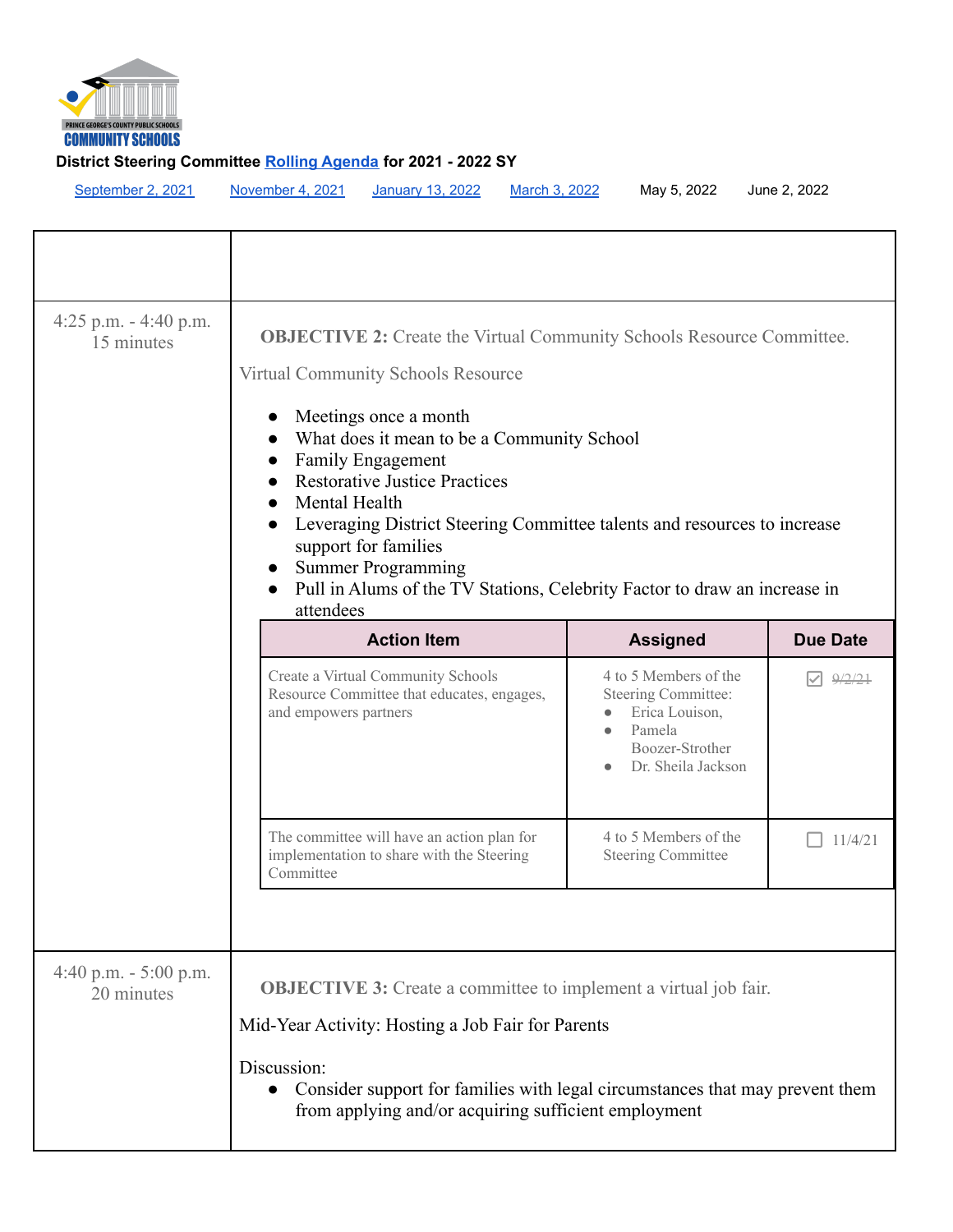PRINCE GEORGE'S COUNTY PUBLIC SCHOOLS
COMMUNITY SCHOOLS

**District Steering Committee Rolling Agenda for 2021 - 2022 SY**

September 2, 2021 November 4, 2021 January 13, 2022 March 3, 2022 May 5, 2022 June 2, 2022

| | |
|---|---|
| 4:25 p.m. - 4:40 p.m.<br>15 minutes | **OBJECTIVE 2:** Create the Virtual Community Schools Resource Committee.<br><br>Virtual Community Schools Resource<br><br>● Meetings once a month<br>● What does it mean to be a Community School<br>● Family Engagement<br>● Restorative Justice Practices<br>● Mental Health<br>● Leveraging District Steering Committee talents and resources to increase support for families<br>● Summer Programming<br>● Pull in Alums of the TV Stations, Celebrity Factor to draw an increase in attendees |
| 4:40 p.m. - 5:00 p.m.<br>20 minutes | **OBJECTIVE 3:** Create a committee to implement a virtual job fair.<br><br>Mid-Year Activity: Hosting a Job Fair for Parents<br><br>Discussion:<br>● Consider support for families with legal circumstances that may prevent them from applying and/or acquiring sufficient employment |

| Action Item | Assigned | Due Date |
|---|---|---|
| Create a Virtual Community Schools Resource Committee that educates, engages, and empowers partners | 4 to 5 Members of the Steering Committee:<br>● Erica Louison,<br>● Pamela Boozer-Strother<br>● Dr. Sheila Jackson | ☑ ~~9/2/21~~ |
| The committee will have an action plan for implementation to share with the Steering Committee | 4 to 5 Members of the Steering Committee | ☐ 11/4/21 |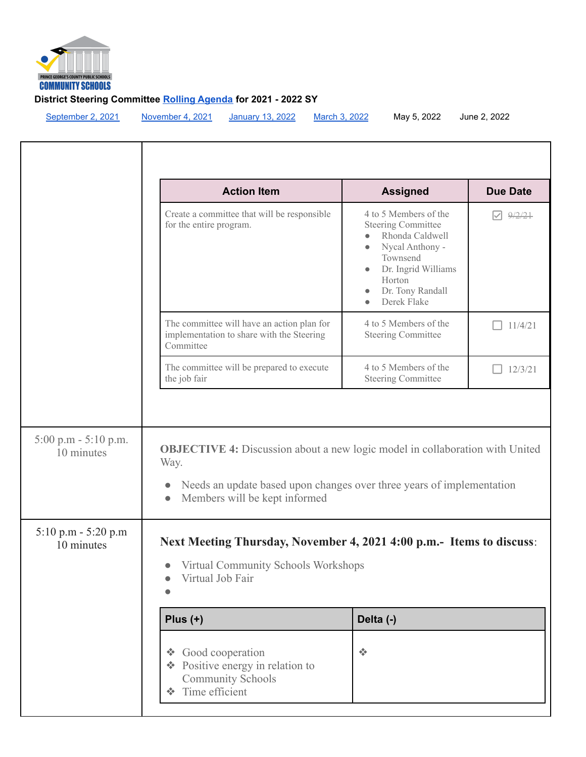PRINCE GEORGE'S COUNTY PUBLIC SCHOOLS
COMMUNITY SCHOOLS

**District Steering Committee Rolling Agenda for 2021 - 2022 SY**

September 2, 2021 November 4, 2021 January 13, 2022 March 3, 2022 May 5, 2022 June 2, 2022

| Action Item | Assigned | Due Date |
|---|---|---|
| Create a committee that will be responsible for the entire program. | 4 to 5 Members of the Steering Committee<br>• Rhonda Caldwell<br>• Nycal Anthony - Townsend<br>• Dr. Ingrid Williams Horton<br>• Dr. Tony Randall<br>• Derek Flake | ☑ ~~9/2/21~~ |
| The committee will have an action plan for implementation to share with the Steering Committee | 4 to 5 Members of the Steering Committee | ☐ 11/4/21 |
| The committee will be prepared to execute the job fair | 4 to 5 Members of the Steering Committee | ☐ 12/3/21 |

5:00 p.m - 5:10 p.m.
10 minutes

**OBJECTIVE 4:** Discussion about a new logic model in collaboration with United Way.

- Needs an update based upon changes over three years of implementation
- Members will be kept informed

5:10 p.m - 5:20 p.m
10 minutes

**Next Meeting Thursday, November 4, 2021 4:00 p.m.- Items to discuss**:

- Virtual Community Schools Workshops
- Virtual Job Fair
-

| Plus (+) | Delta (-) |
|---|---|
| ❖ Good cooperation<br>❖ Positive energy in relation to Community Schools<br>❖ Time efficient | ❖ |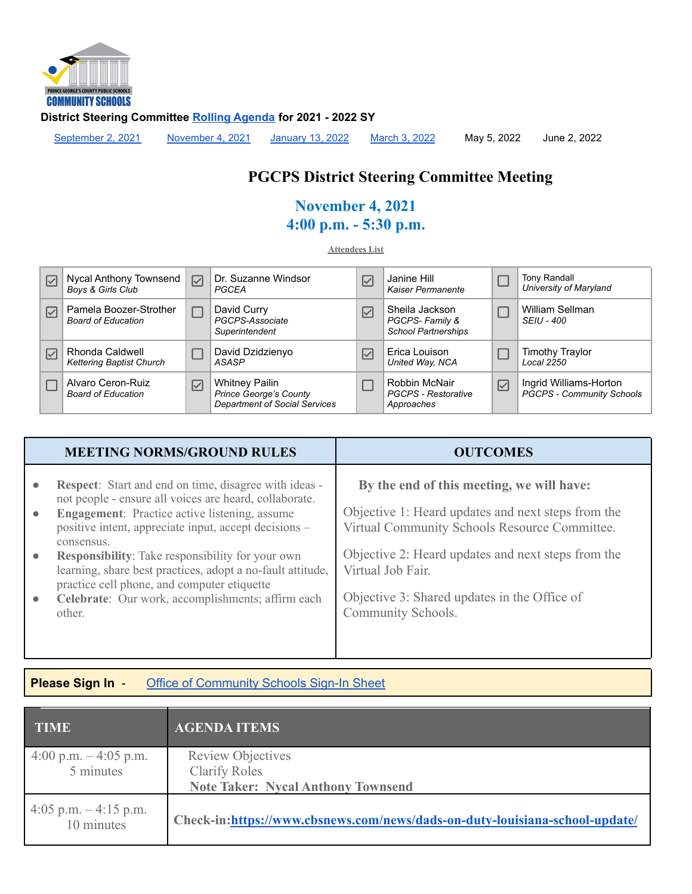PRINCE GEORGE'S COUNTY PUBLIC SCHOOLS
COMMUNITY SCHOOLS

**District Steering Committee Rolling Agenda for 2021 - 2022 SY**

September 2, 2021 | November 4, 2021 | January 13, 2022 | March 3, 2022 | May 5, 2022 | June 2, 2022

# PGCPS District Steering Committee Meeting

## November 4, 2021
## 4:00 p.m. - 5:30 p.m.

**Attendees List**

| | | | | | | | |
|---|---|---|---|---|---|---|---|
| ☑ | Nycal Anthony Townsend<br>*Boys & Girls Club* | ☑ | Dr. Suzanne Windsor<br>*PGCEA* | ☑ | Janine Hill<br>*Kaiser Permanente* | ☐ | Tony Randall<br>*University of Maryland* |
| ☑ | Pamela Boozer-Strother<br>*Board of Education* | ☐ | David Curry<br>*PGCPS-Associate Superintendent* | ☑ | Sheila Jackson<br>*PGCPS- Family & School Partnerships* | ☐ | William Sellman<br>*SEIU - 400* |
| ☑ | Rhonda Caldwell<br>*Kettering Baptist Church* | ☐ | David Dzidzienyo<br>*ASASP* | ☑ | Erica Louison<br>*United Way, NCA* | ☐ | Timothy Traylor<br>*Local 2250* |
| ☐ | Alvaro Ceron-Ruiz<br>*Board of Education* | ☑ | Whitney Pailin<br>*Prince George's County Department of Social Services* | ☐ | Robbin McNair<br>*PGCPS - Restorative Approaches* | ☑ | Ingrid Williams-Horton<br>*PGCPS - Community Schools* |

| MEETING NORMS/GROUND RULES | OUTCOMES |
|---|---|
| • **Respect**: Start and end on time, disagree with ideas - not people - ensure all voices are heard, collaborate.<br>• **Engagement**: Practice active listening, assume positive intent, appreciate input, accept decisions – consensus.<br>• **Responsibility**: Take responsibility for your own learning, share best practices, adopt a no-fault attitude, practice cell phone, and computer etiquette<br>• **Celebrate**: Our work, accomplishments; affirm each other. | **By the end of this meeting, we will have:**<br>Objective 1: Heard updates and next steps from the Virtual Community Schools Resource Committee.<br>Objective 2: Heard updates and next steps from the Virtual Job Fair.<br>Objective 3: Shared updates in the Office of Community Schools. |

**Please Sign In** - Office of Community Schools Sign-In Sheet

| TIME | AGENDA ITEMS |
|---|---|
| 4:00 p.m. – 4:05 p.m.<br>5 minutes | Review Objectives<br>Clarify Roles<br>**Note Taker: Nycal Anthony Townsend** |
| 4:05 p.m. – 4:15 p.m.<br>10 minutes | **Check-in:https://www.cbsnews.com/news/dads-on-duty-louisiana-school-update/** |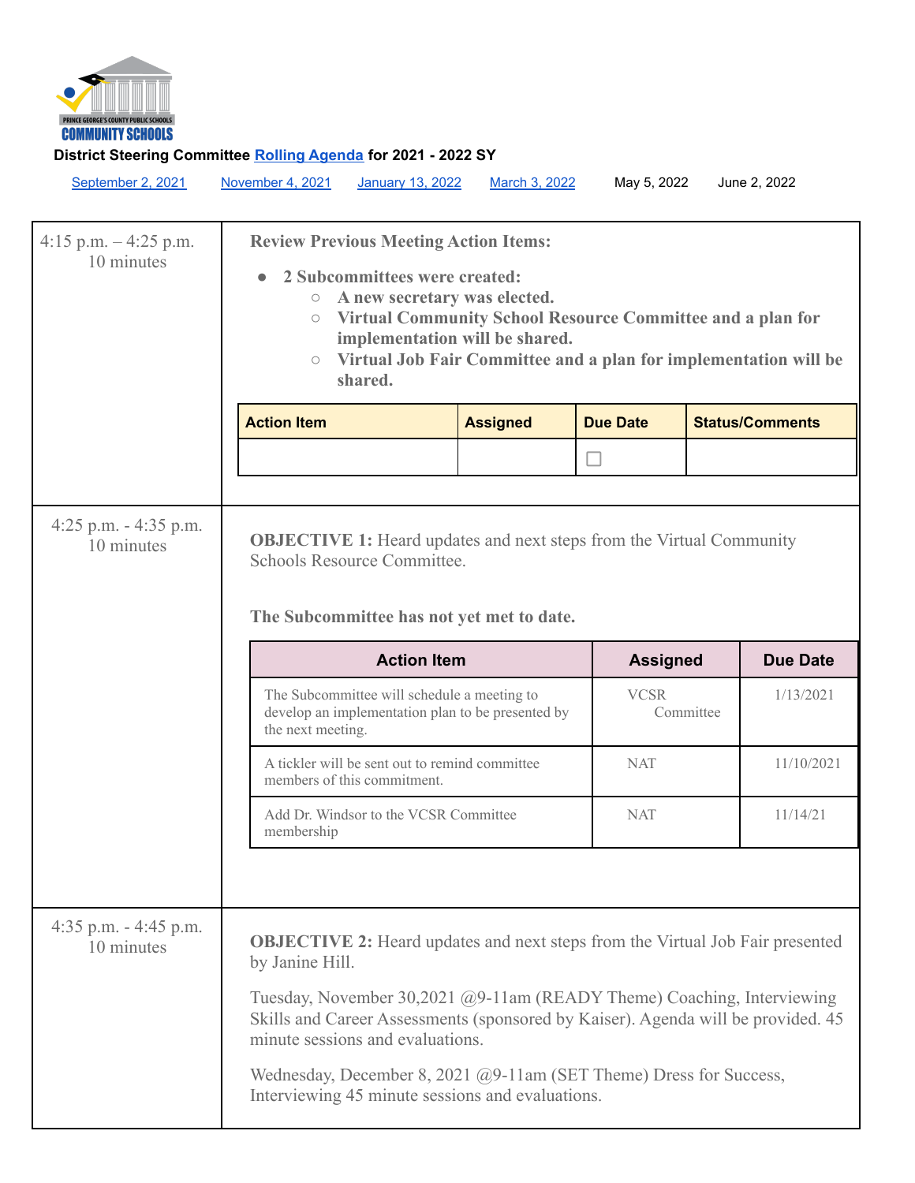PRINCE GEORGE'S COUNTY PUBLIC SCHOOLS
COMMUNITY SCHOOLS

**District Steering Committee Rolling Agenda for 2021 - 2022 SY**

September 2, 2021 | November 4, 2021 | January 13, 2022 | March 3, 2022 | May 5, 2022 | June 2, 2022

---

**4:15 p.m. – 4:25 p.m.**
10 minutes

**Review Previous Meeting Action Items:**

- **2 Subcommittees were created:**
  - **A new secretary was elected.**
  - **Virtual Community School Resource Committee and a plan for implementation will be shared.**
  - **Virtual Job Fair Committee and a plan for implementation will be shared.**

| Action Item | Assigned | Due Date | Status/Comments |
|---|---|---|---|
| | | ☐ | |

---

**4:25 p.m. - 4:35 p.m.**
10 minutes

**OBJECTIVE 1:** Heard updates and next steps from the Virtual Community Schools Resource Committee.

**The Subcommittee has not yet met to date.**

| Action Item | Assigned | Due Date |
|---|---|---|
| The Subcommittee will schedule a meeting to develop an implementation plan to be presented by the next meeting. | VCSR Committee | 1/13/2021 |
| A tickler will be sent out to remind committee members of this commitment. | NAT | 11/10/2021 |
| Add Dr. Windsor to the VCSR Committee membership | NAT | 11/14/21 |

---

**4:35 p.m. - 4:45 p.m.**
10 minutes

**OBJECTIVE 2:** Heard updates and next steps from the Virtual Job Fair presented by Janine Hill.

Tuesday, November 30,2021 @9-11am (READY Theme) Coaching, Interviewing Skills and Career Assessments (sponsored by Kaiser). Agenda will be provided. 45 minute sessions and evaluations.

Wednesday, December 8, 2021 @9-11am (SET Theme) Dress for Success, Interviewing 45 minute sessions and evaluations.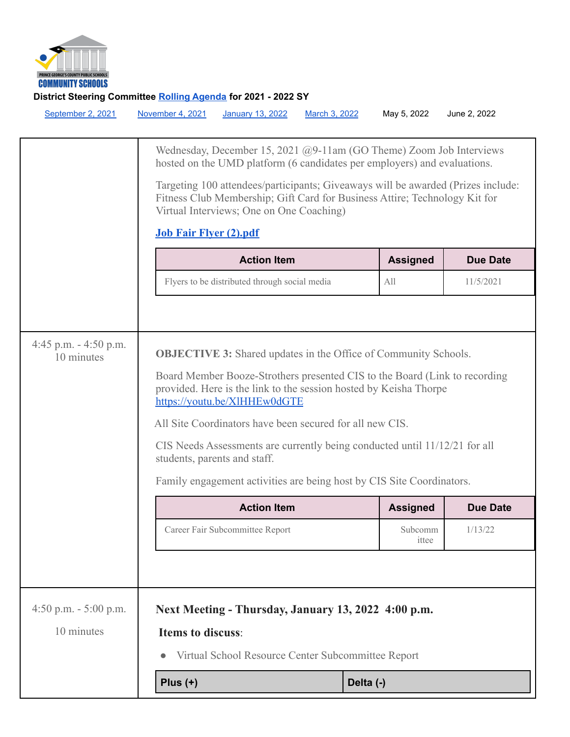District Steering Committee [Rolling Agenda](#) for 2021 - 2022 SY

[September 2, 2021](#) [November 4, 2021](#) [January 13, 2022](#) [March 3, 2022](#) May 5, 2022 June 2, 2022

| | |
|---|---|
| | Wednesday, December 15, 2021 @9-11am (GO Theme) Zoom Job Interviews hosted on the UMD platform (6 candidates per employers) and evaluations.<br><br>Targeting 100 attendees/participants; Giveaways will be awarded (Prizes include: Fitness Club Membership; Gift Card for Business Attire; Technology Kit for Virtual Interviews; One on One Coaching)<br><br>**[Job Fair Flyer (2).pdf](#)**<br><br>**Action Item** / **Assigned** / **Due Date**: Flyers to be distributed through social media / All / 11/5/2021 |
| 4:45 p.m. - 4:50 p.m.<br>10 minutes | **OBJECTIVE 3:** Shared updates in the Office of Community Schools.<br><br>Board Member Booze-Strothers presented CIS to the Board (Link to recording provided. Here is the link to the session hosted by Keisha Thorpe https://youtu.be/XlHHEw0dGTE<br><br>All Site Coordinators have been secured for all new CIS.<br><br>CIS Needs Assessments are currently being conducted until 11/12/21 for all students, parents and staff.<br><br>Family engagement activities are being host by CIS Site Coordinators.<br><br>**Action Item** / **Assigned** / **Due Date**: Career Fair Subcommittee Report / Subcommittee / 1/13/22 |
| 4:50 p.m. - 5:00 p.m.<br><br>10 minutes | **Next Meeting - Thursday, January 13, 2022 4:00 p.m.**<br><br>**Items to discuss**:<br><br>● Virtual School Resource Center Subcommittee Report<br><br>**Plus (+)** / **Delta (-)** |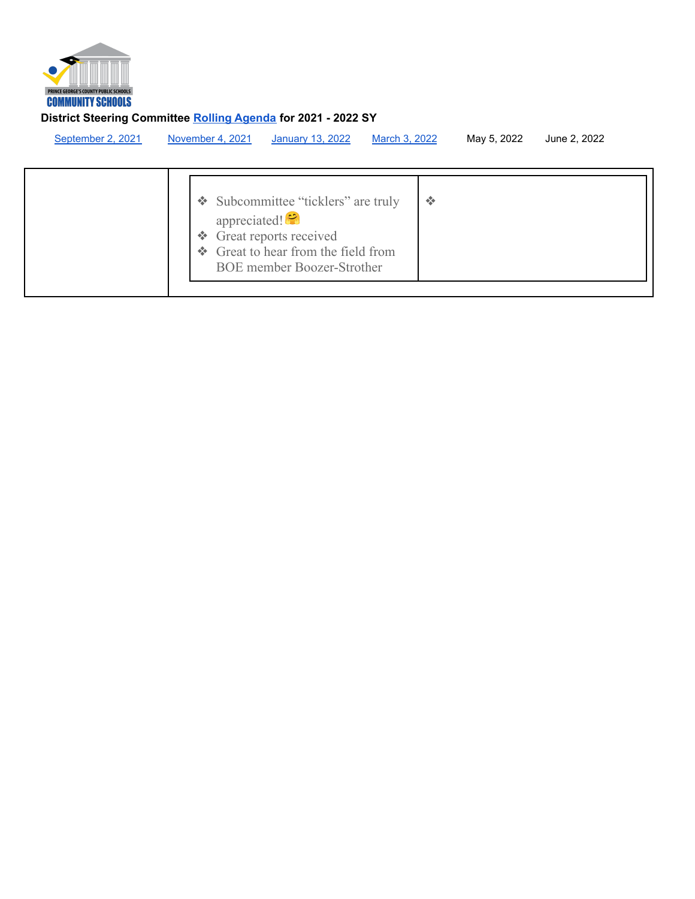**District Steering Committee [Rolling Agenda](#) for 2021 - 2022 SY**

[September 2, 2021](#) [November 4, 2021](#) [January 13, 2022](#) [March 3, 2022](#) May 5, 2022 June 2, 2022

| | | |
|---|---|---|
| | ❖ Subcommittee “ticklers” are truly appreciated! 🤗<br>❖ Great reports received<br>❖ Great to hear from the field from BOE member Boozer-Strother | ❖ |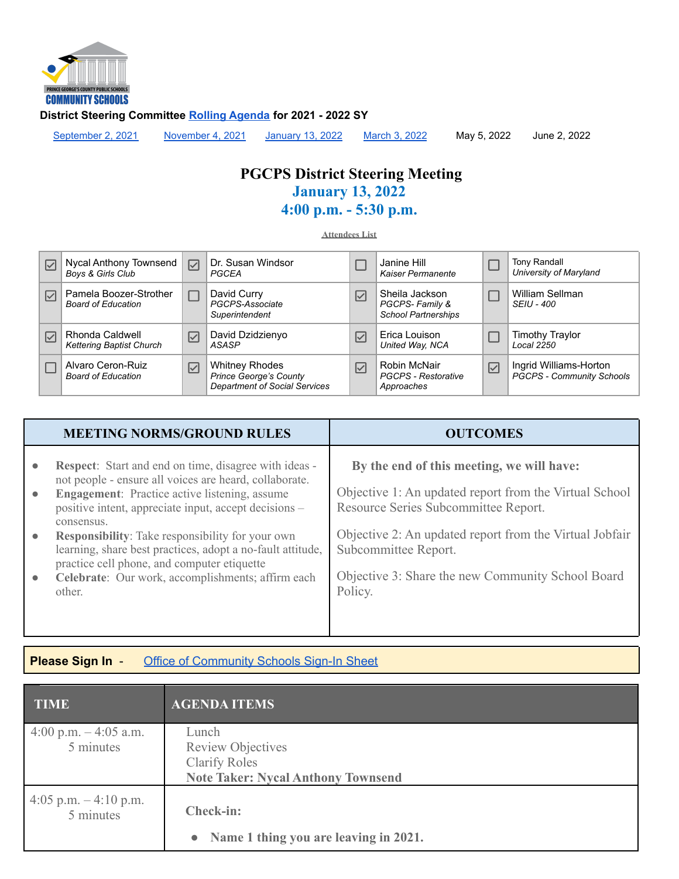PRINCE GEORGE'S COUNTY PUBLIC SCHOOLS COMMUNITY SCHOOLS

**District Steering Committee Rolling Agenda for 2021 - 2022 SY**

September 2, 2021 | November 4, 2021 | January 13, 2022 | March 3, 2022 | May 5, 2022 | June 2, 2022

# PGCPS District Steering Meeting

## January 13, 2022

## 4:00 p.m. - 5:30 p.m.

Attendees List

| | | | | | | | |
|---|---|---|---|---|---|---|---|
| ☑ | Nycal Anthony Townsend *Boys & Girls Club* | ☑ | Dr. Susan Windsor *PGCEA* | ☐ | Janine Hill *Kaiser Permanente* | ☐ | Tony Randall *University of Maryland* |
| ☑ | Pamela Boozer-Strother *Board of Education* | ☐ | David Curry *PGCPS-Associate Superintendent* | ☑ | Sheila Jackson *PGCPS- Family & School Partnerships* | ☐ | William Sellman *SEIU - 400* |
| ☑ | Rhonda Caldwell *Kettering Baptist Church* | ☑ | David Dzidzienyo *ASASP* | ☑ | Erica Louison *United Way, NCA* | ☐ | Timothy Traylor *Local 2250* |
| ☐ | Alvaro Ceron-Ruiz *Board of Education* | ☑ | Whitney Rhodes *Prince George's County Department of Social Services* | ☑ | Robin McNair *PGCPS - Restorative Approaches* | ☑ | Ingrid Williams-Horton *PGCPS - Community Schools* |

| MEETING NORMS/GROUND RULES | OUTCOMES |
|---|---|
| • **Respect**: Start and end on time, disagree with ideas - not people - ensure all voices are heard, collaborate.<br>• **Engagement**: Practice active listening, assume positive intent, appreciate input, accept decisions – consensus.<br>• **Responsibility**: Take responsibility for your own learning, share best practices, adopt a no-fault attitude, practice cell phone, and computer etiquette<br>• **Celebrate**: Our work, accomplishments; affirm each other. | **By the end of this meeting, we will have:**<br>Objective 1: An updated report from the Virtual School Resource Series Subcommittee Report.<br>Objective 2: An updated report from the Virtual Jobfair Subcommittee Report.<br>Objective 3: Share the new Community School Board Policy. |

**Please Sign In** - Office of Community Schools Sign-In Sheet

| TIME | AGENDA ITEMS |
|---|---|
| 4:00 p.m. – 4:05 a.m.<br>5 minutes | Lunch<br>Review Objectives<br>Clarify Roles<br>**Note Taker: Nycal Anthony Townsend** |
| 4:05 p.m. – 4:10 p.m.<br>5 minutes | **Check-in:**<br>• **Name 1 thing you are leaving in 2021.** |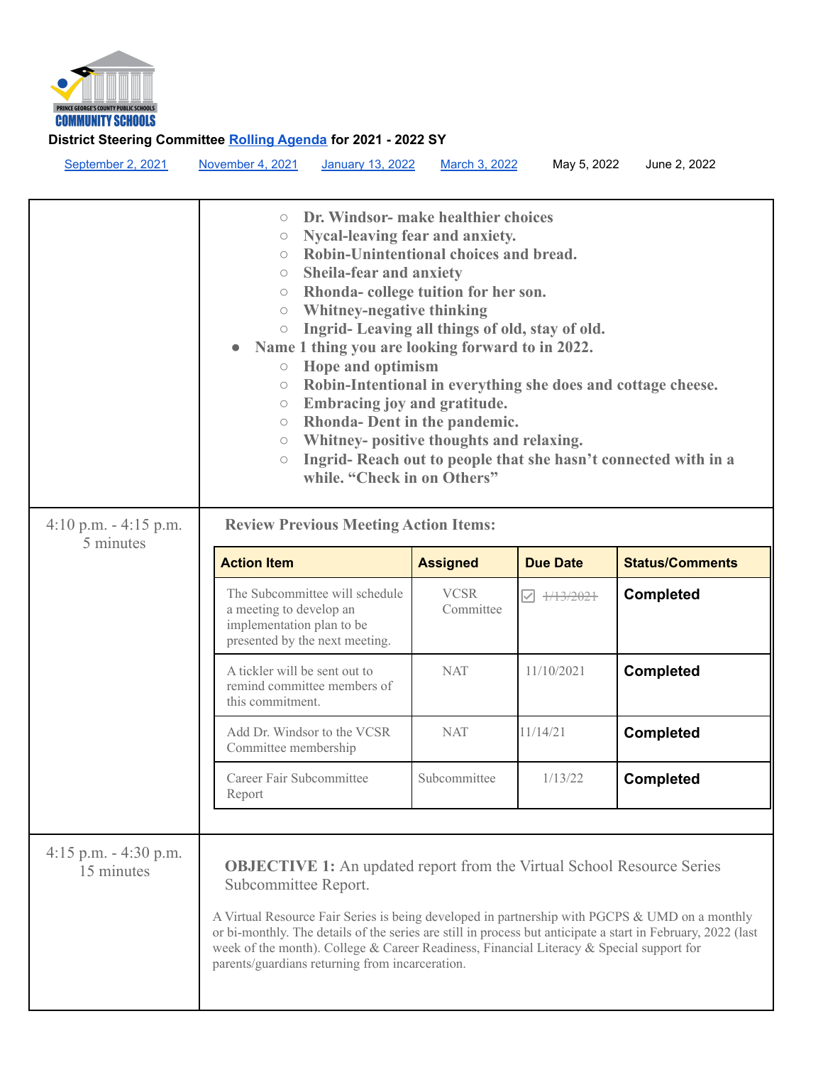**District Steering Committee [Rolling Agenda](#) for 2021 - 2022 SY**

[September 2, 2021](#) [November 4, 2021](#) [January 13, 2022](#) [March 3, 2022](#) May 5, 2022 June 2, 2022

| | |
|---|---|
| | ◦ **Dr. Windsor- make healthier choices**<br>◦ **Nycal-leaving fear and anxiety.**<br>◦ **Robin-Unintentional choices and bread.**<br>◦ **Sheila-fear and anxiety**<br>◦ **Rhonda- college tuition for her son.**<br>◦ **Whitney-negative thinking**<br>◦ **Ingrid- Leaving all things of old, stay of old.**<br>• **Name 1 thing you are looking forward to in 2022.**<br>◦ **Hope and optimism**<br>◦ **Robin-Intentional in everything she does and cottage cheese.**<br>◦ **Embracing joy and gratitude.**<br>◦ **Rhonda- Dent in the pandemic.**<br>◦ **Whitney- positive thoughts and relaxing.**<br>◦ **Ingrid- Reach out to people that she hasn't connected with in a while. "Check in on Others"** |
| 4:10 p.m. - 4:15 p.m.<br>5 minutes | **Review Previous Meeting Action Items:** |
| 4:15 p.m. - 4:30 p.m.<br>15 minutes | **OBJECTIVE 1:** An updated report from the Virtual School Resource Series Subcommittee Report.<br><br>A Virtual Resource Fair Series is being developed in partnership with PGCPS & UMD on a monthly or bi-monthly. The details of the series are still in process but anticipate a start in February, 2022 (last week of the month). College & Career Readiness, Financial Literacy & Special support for parents/guardians returning from incarceration. |

| Action Item | Assigned | Due Date | Status/Comments |
|---|---|---|---|
| The Subcommittee will schedule a meeting to develop an implementation plan to be presented by the next meeting. | VCSR Committee | ☑ ~~1/13/2021~~ | **Completed** |
| A tickler will be sent out to remind committee members of this commitment. | NAT | 11/10/2021 | **Completed** |
| Add Dr. Windsor to the VCSR Committee membership | NAT | 11/14/21 | **Completed** |
| Career Fair Subcommittee Report | Subcommittee | 1/13/22 | **Completed** |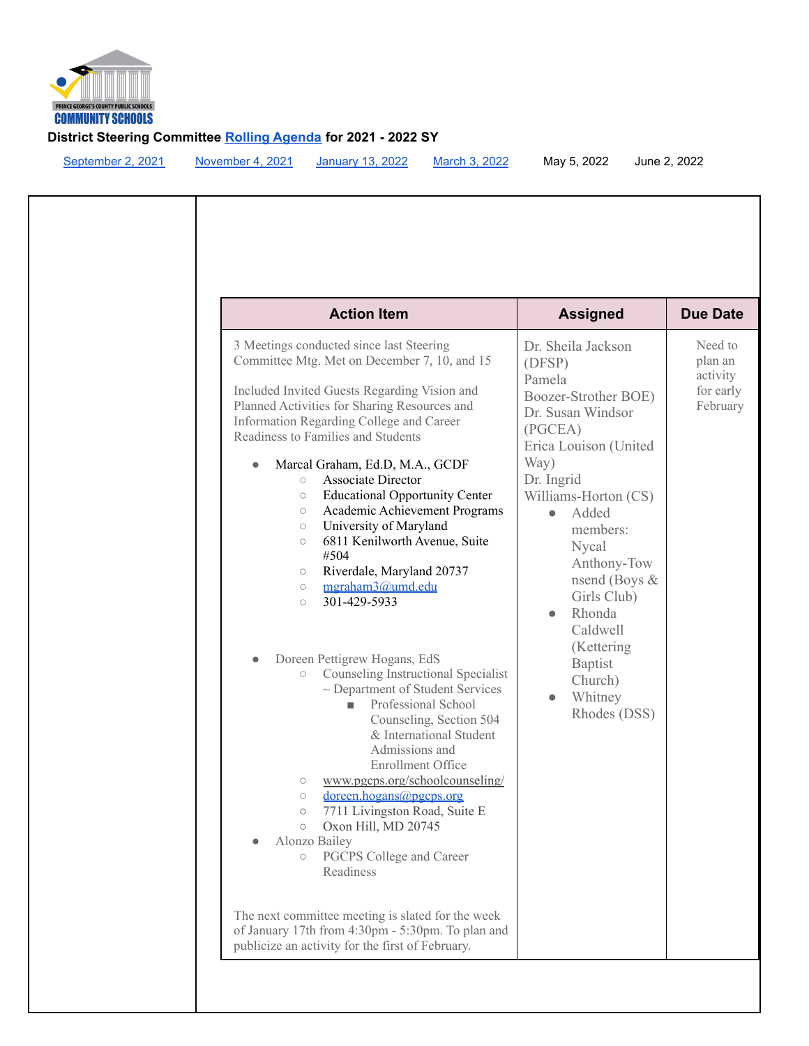**District Steering Committee Rolling Agenda for 2021 - 2022 SY**

September 2, 2021 November 4, 2021 January 13, 2022 March 3, 2022 May 5, 2022 June 2, 2022

| Action Item | Assigned | Due Date |
|---|---|---|
| 3 Meetings conducted since last Steering Committee Mtg. Met on December 7, 10, and 15<br><br>Included Invited Guests Regarding Vision and Planned Activities for Sharing Resources and Information Regarding College and Career Readiness to Families and Students<br><br>● Marcal Graham, Ed.D, M.A., GCDF<br>○ Associate Director<br>○ Educational Opportunity Center<br>○ Academic Achievement Programs<br>○ University of Maryland<br>○ 6811 Kenilworth Avenue, Suite #504<br>○ Riverdale, Maryland 20737<br>○ mgraham3@umd.edu<br>○ 301-429-5933<br><br>● Doreen Pettigrew Hogans, EdS<br>○ Counseling Instructional Specialist ~ Department of Student Services<br>■ Professional School Counseling, Section 504 & International Student Admissions and Enrollment Office<br>○ www.pgcps.org/schoolcounseling/<br>○ doreen.hogans@pgcps.org<br>○ 7711 Livingston Road, Suite E<br>○ Oxon Hill, MD 20745<br>● Alonzo Bailey<br>○ PGCPS College and Career Readiness<br><br>The next committee meeting is slated for the week of January 17th from 4:30pm - 5:30pm. To plan and publicize an activity for the first of February. | Dr. Sheila Jackson (DFSP)<br>Pamela Boozer-Strother BOE)<br>Dr. Susan Windsor (PGCEA)<br>Erica Louison (United Way)<br>Dr. Ingrid Williams-Horton (CS)<br>● Added members: Nycal Anthony-Townsend (Boys & Girls Club)<br>● Rhonda Caldwell (Kettering Baptist Church)<br>● Whitney Rhodes (DSS) | Need to plan an activity for early February |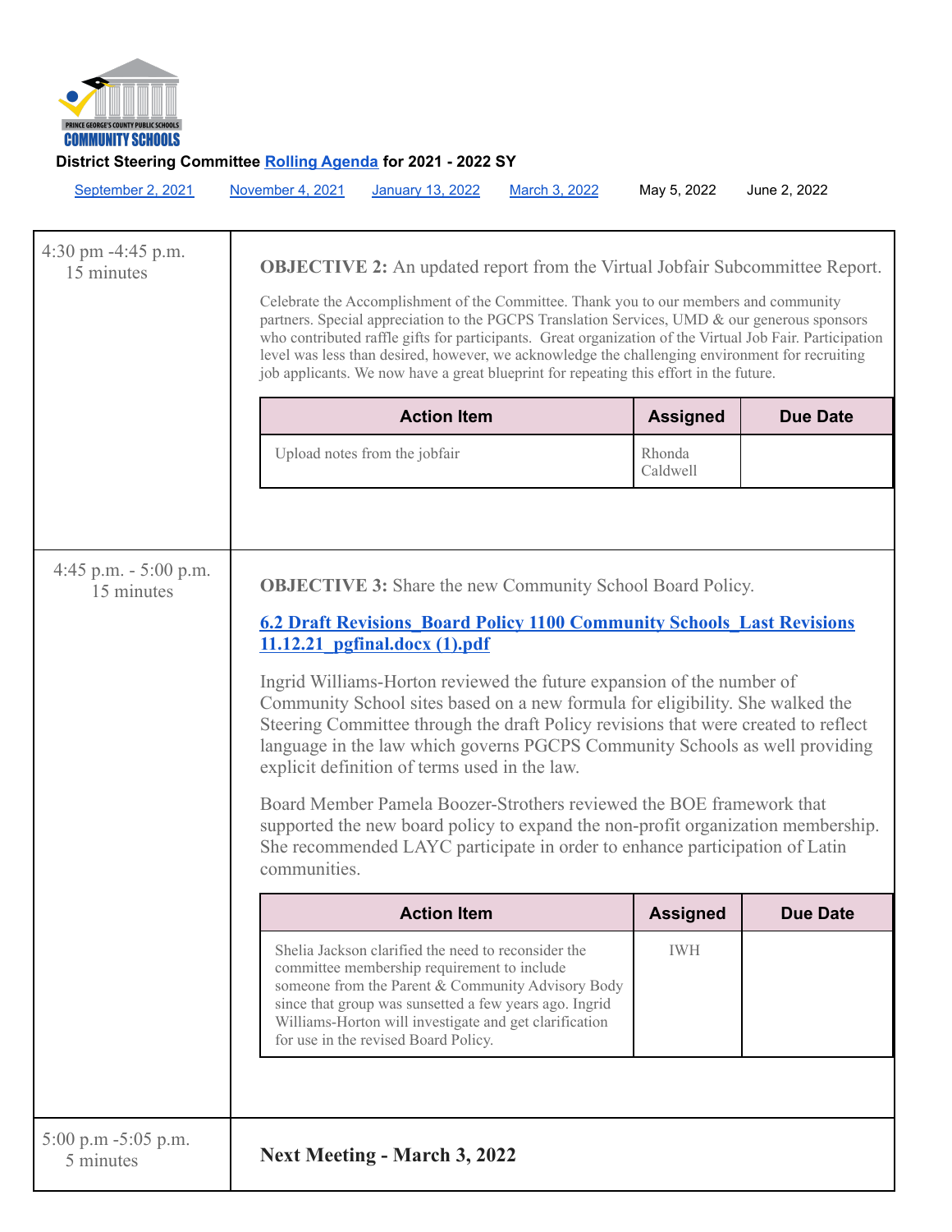**District Steering Committee Rolling Agenda for 2021 - 2022 SY**

September 2, 2021 | November 4, 2021 | January 13, 2022 | March 3, 2022 | May 5, 2022 | June 2, 2022

| | |
|---|---|
| 4:30 pm -4:45 p.m.<br>15 minutes | **OBJECTIVE 2:** An updated report from the Virtual Jobfair Subcommittee Report.<br><br>Celebrate the Accomplishment of the Committee. Thank you to our members and community partners. Special appreciation to the PGCPS Translation Services, UMD & our generous sponsors who contributed raffle gifts for participants. Great organization of the Virtual Job Fair. Participation level was less than desired, however, we acknowledge the challenging environment for recruiting job applicants. We now have a great blueprint for repeating this effort in the future. |

| Action Item | Assigned | Due Date |
|---|---|---|
| Upload notes from the jobfair | Rhonda Caldwell | |

| | |
|---|---|
| 4:45 p.m. - 5:00 p.m.<br>15 minutes | **OBJECTIVE 3:** Share the new Community School Board Policy.<br><br>**6.2 Draft Revisions_Board Policy 1100 Community Schools_Last Revisions 11.12.21_pgfinal.docx (1).pdf**<br><br>Ingrid Williams-Horton reviewed the future expansion of the number of Community School sites based on a new formula for eligibility. She walked the Steering Committee through the draft Policy revisions that were created to reflect language in the law which governs PGCPS Community Schools as well providing explicit definition of terms used in the law.<br><br>Board Member Pamela Boozer-Strothers reviewed the BOE framework that supported the new board policy to expand the non-profit organization membership. She recommended LAYC participate in order to enhance participation of Latin communities. |

| Action Item | Assigned | Due Date |
|---|---|---|
| Shelia Jackson clarified the need to reconsider the committee membership requirement to include someone from the Parent & Community Advisory Body since that group was sunsetted a few years ago. Ingrid Williams-Horton will investigate and get clarification for use in the revised Board Policy. | IWH | |

| | |
|---|---|
| 5:00 p.m -5:05 p.m.<br>5 minutes | **Next Meeting - March 3, 2022** |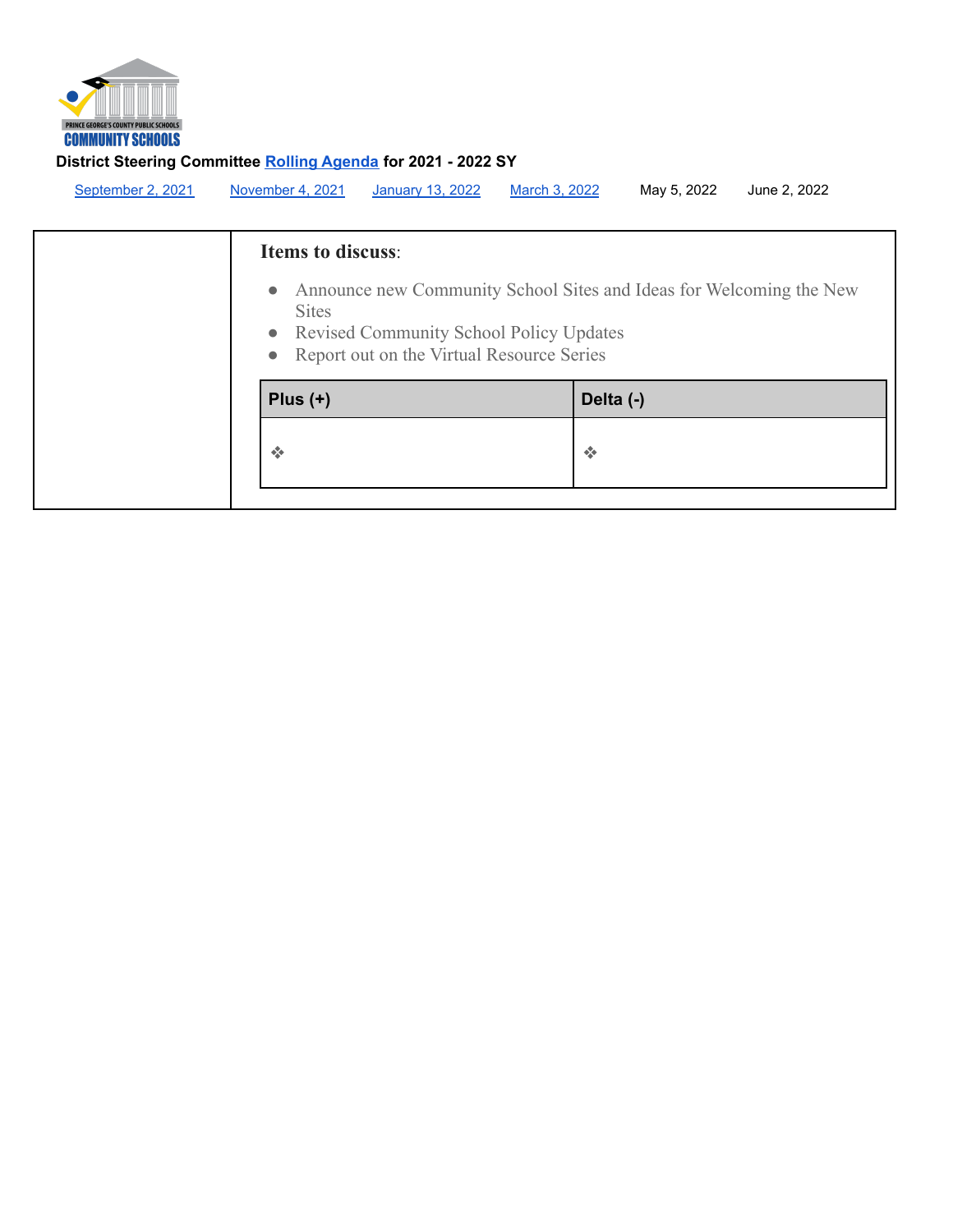District Steering Committee Rolling Agenda for 2021 - 2022 SY

September 2, 2021 November 4, 2021 January 13, 2022 March 3, 2022 May 5, 2022 June 2, 2022

**Items to discuss**:

- Announce new Community School Sites and Ideas for Welcoming the New Sites
- Revised Community School Policy Updates
- Report out on the Virtual Resource Series

| Plus (+) | Delta (-) |
|---|---|
| ❖ | ❖ |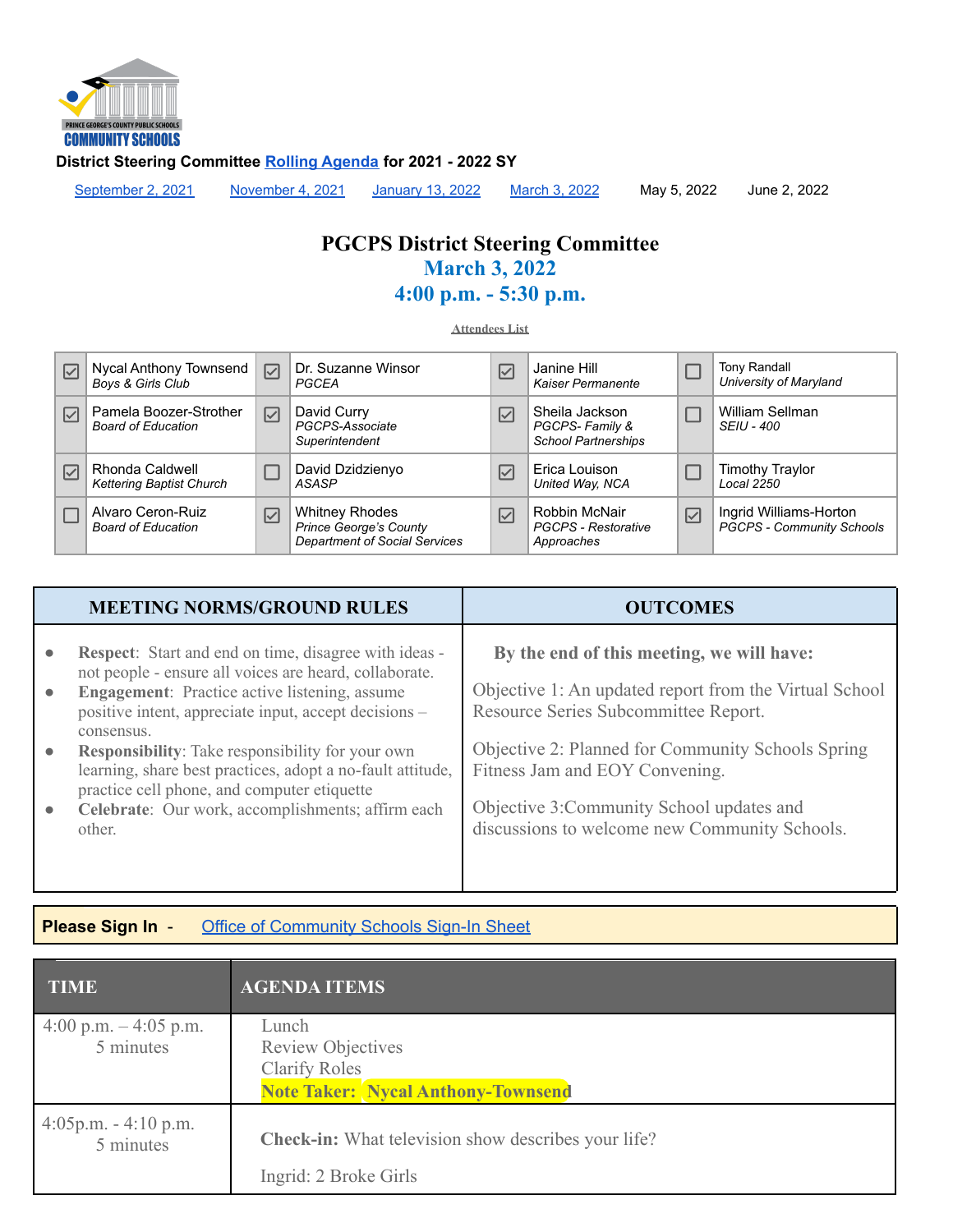**District Steering Committee Rolling Agenda for 2021 - 2022 SY**

September 2, 2021 November 4, 2021 January 13, 2022 March 3, 2022 May 5, 2022 June 2, 2022

# PGCPS District Steering Committee
## March 3, 2022
## 4:00 p.m. - 5:30 p.m.

**Attendees List**

| | | | | | | | |
|---|---|---|---|---|---|---|---|
| ☑ | Nycal Anthony Townsend *Boys & Girls Club* | ☑ | Dr. Suzanne Winsor *PGCEA* | ☑ | Janine Hill *Kaiser Permanente* | ☐ | Tony Randall *University of Maryland* |
| ☑ | Pamela Boozer-Strother *Board of Education* | ☑ | David Curry *PGCPS-Associate Superintendent* | ☑ | Sheila Jackson *PGCPS- Family & School Partnerships* | ☐ | William Sellman *SEIU - 400* |
| ☑ | Rhonda Caldwell *Kettering Baptist Church* | ☐ | David Dzidzienyo *ASASP* | ☑ | Erica Louison *United Way, NCA* | ☐ | Timothy Traylor *Local 2250* |
| ☐ | Alvaro Ceron-Ruiz *Board of Education* | ☑ | Whitney Rhodes *Prince George's County Department of Social Services* | ☑ | Robbin McNair *PGCPS - Restorative Approaches* | ☑ | Ingrid Williams-Horton *PGCPS - Community Schools* |

| MEETING NORMS/GROUND RULES | OUTCOMES |
|---|---|
| • **Respect**: Start and end on time, disagree with ideas - not people - ensure all voices are heard, collaborate.<br>• **Engagement**: Practice active listening, assume positive intent, appreciate input, accept decisions – consensus.<br>• **Responsibility**: Take responsibility for your own learning, share best practices, adopt a no-fault attitude, practice cell phone, and computer etiquette<br>• **Celebrate**: Our work, accomplishments; affirm each other. | **By the end of this meeting, we will have:**<br>Objective 1: An updated report from the Virtual School Resource Series Subcommittee Report.<br>Objective 2: Planned for Community Schools Spring Fitness Jam and EOY Convening.<br>Objective 3:Community School updates and discussions to welcome new Community Schools. |

**Please Sign In** - Office of Community Schools Sign-In Sheet

| TIME | AGENDA ITEMS |
|---|---|
| 4:00 p.m. – 4:05 p.m.<br>5 minutes | Lunch<br>Review Objectives<br>Clarify Roles<br>**Note Taker: Nycal Anthony-Townsend** |
| 4:05p.m. - 4:10 p.m.<br>5 minutes | **Check-in:** What television show describes your life?<br>Ingrid: 2 Broke Girls |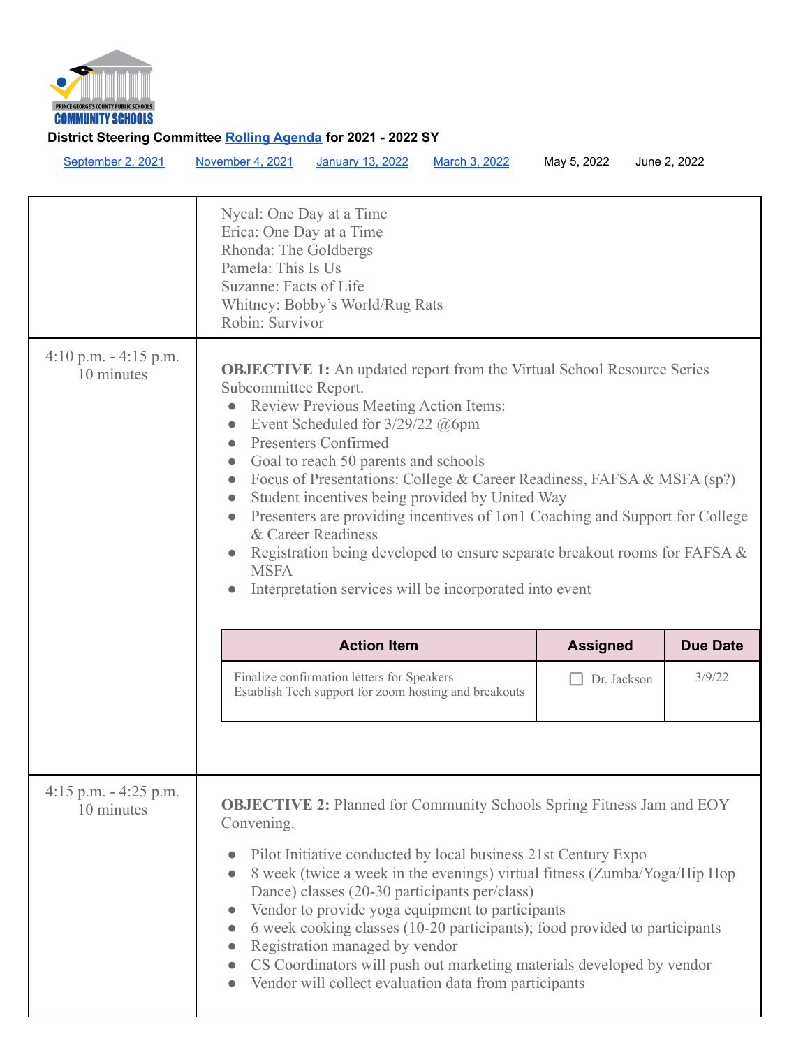**District Steering Committee Rolling Agenda for 2021 - 2022 SY**

September 2, 2021 &nbsp;&nbsp; November 4, 2021 &nbsp;&nbsp; January 13, 2022 &nbsp;&nbsp; March 3, 2022 &nbsp;&nbsp; May 5, 2022 &nbsp;&nbsp; June 2, 2022

| | |
|---|---|
| | Nycal: One Day at a Time<br>Erica: One Day at a Time<br>Rhonda: The Goldbergs<br>Pamela: This Is Us<br>Suzanne: Facts of Life<br>Whitney: Bobby's World/Rug Rats<br>Robin: Survivor |
| 4:10 p.m. - 4:15 p.m.<br>10 minutes | **OBJECTIVE 1:** An updated report from the Virtual School Resource Series Subcommittee Report.<br>• Review Previous Meeting Action Items:<br>• Event Scheduled for 3/29/22 @6pm<br>• Presenters Confirmed<br>• Goal to reach 50 parents and schools<br>• Focus of Presentations: College & Career Readiness, FAFSA & MSFA (sp?)<br>• Student incentives being provided by United Way<br>• Presenters are providing incentives of 1on1 Coaching and Support for College & Career Readiness<br>• Registration being developed to ensure separate breakout rooms for FAFSA & MSFA<br>• Interpretation services will be incorporated into event |

| Action Item | Assigned | Due Date |
|---|---|---|
| Finalize confirmation letters for Speakers<br>Establish Tech support for zoom hosting and breakouts | ☐ Dr. Jackson | 3/9/22 |

| | |
|---|---|
| 4:15 p.m. - 4:25 p.m.<br>10 minutes | **OBJECTIVE 2:** Planned for Community Schools Spring Fitness Jam and EOY Convening.<br>• Pilot Initiative conducted by local business 21st Century Expo<br>• 8 week (twice a week in the evenings) virtual fitness (Zumba/Yoga/Hip Hop Dance) classes (20-30 participants per/class)<br>• Vendor to provide yoga equipment to participants<br>• 6 week cooking classes (10-20 participants); food provided to participants<br>• Registration managed by vendor<br>• CS Coordinators will push out marketing materials developed by vendor<br>• Vendor will collect evaluation data from participants |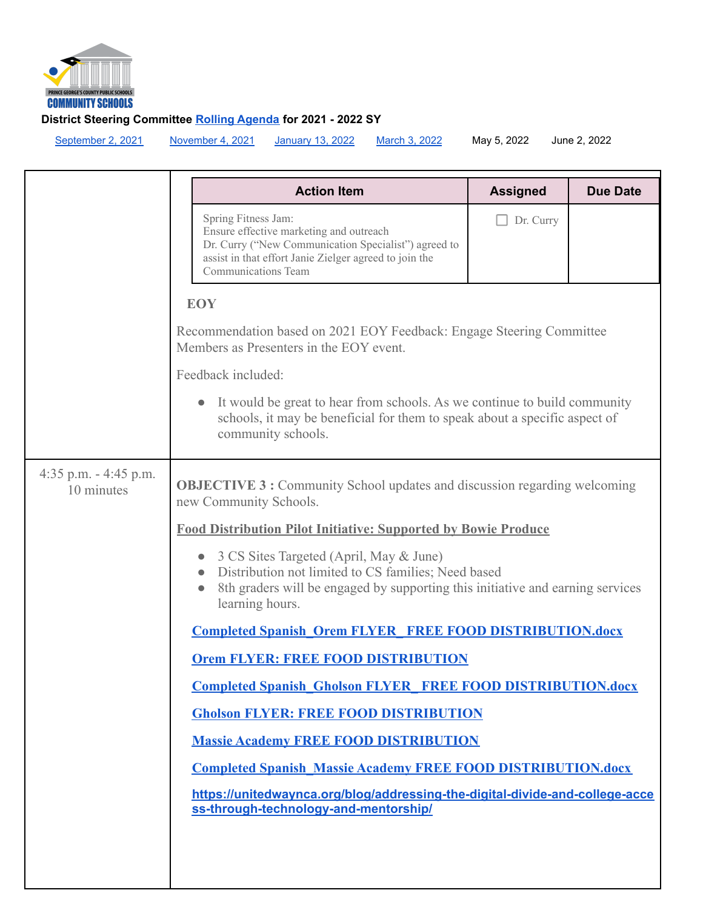**District Steering Committee Rolling Agenda for 2021 - 2022 SY**

September 2, 2021 | November 4, 2021 | January 13, 2022 | March 3, 2022 | May 5, 2022 | June 2, 2022

| Action Item | Assigned | Due Date |
|---|---|---|
| Spring Fitness Jam:<br>Ensure effective marketing and outreach<br>Dr. Curry ("New Communication Specialist") agreed to assist in that effort Janie Zielger agreed to join the Communications Team | ☐ Dr. Curry | |

**EOY**

Recommendation based on 2021 EOY Feedback: Engage Steering Committee Members as Presenters in the EOY event.

Feedback included:

- It would be great to hear from schools. As we continue to build community schools, it may be beneficial for them to speak about a specific aspect of community schools.

---

4:35 p.m. - 4:45 p.m.
10 minutes

**OBJECTIVE 3 :** Community School updates and discussion regarding welcoming new Community Schools.

**Food Distribution Pilot Initiative: Supported by Bowie Produce**

- 3 CS Sites Targeted (April, May & June)
- Distribution not limited to CS families; Need based
- 8th graders will be engaged by supporting this initiative and earning services learning hours.

**Completed Spanish_Orem FLYER_ FREE FOOD DISTRIBUTION.docx**

**Orem FLYER: FREE FOOD DISTRIBUTION**

**Completed Spanish_Gholson FLYER_ FREE FOOD DISTRIBUTION.docx**

**Gholson FLYER: FREE FOOD DISTRIBUTION**

**Massie Academy FREE FOOD DISTRIBUTION**

**Completed Spanish_Massie Academy FREE FOOD DISTRIBUTION.docx**

**https://unitedwaynca.org/blog/addressing-the-digital-divide-and-college-access-through-technology-and-mentorship/**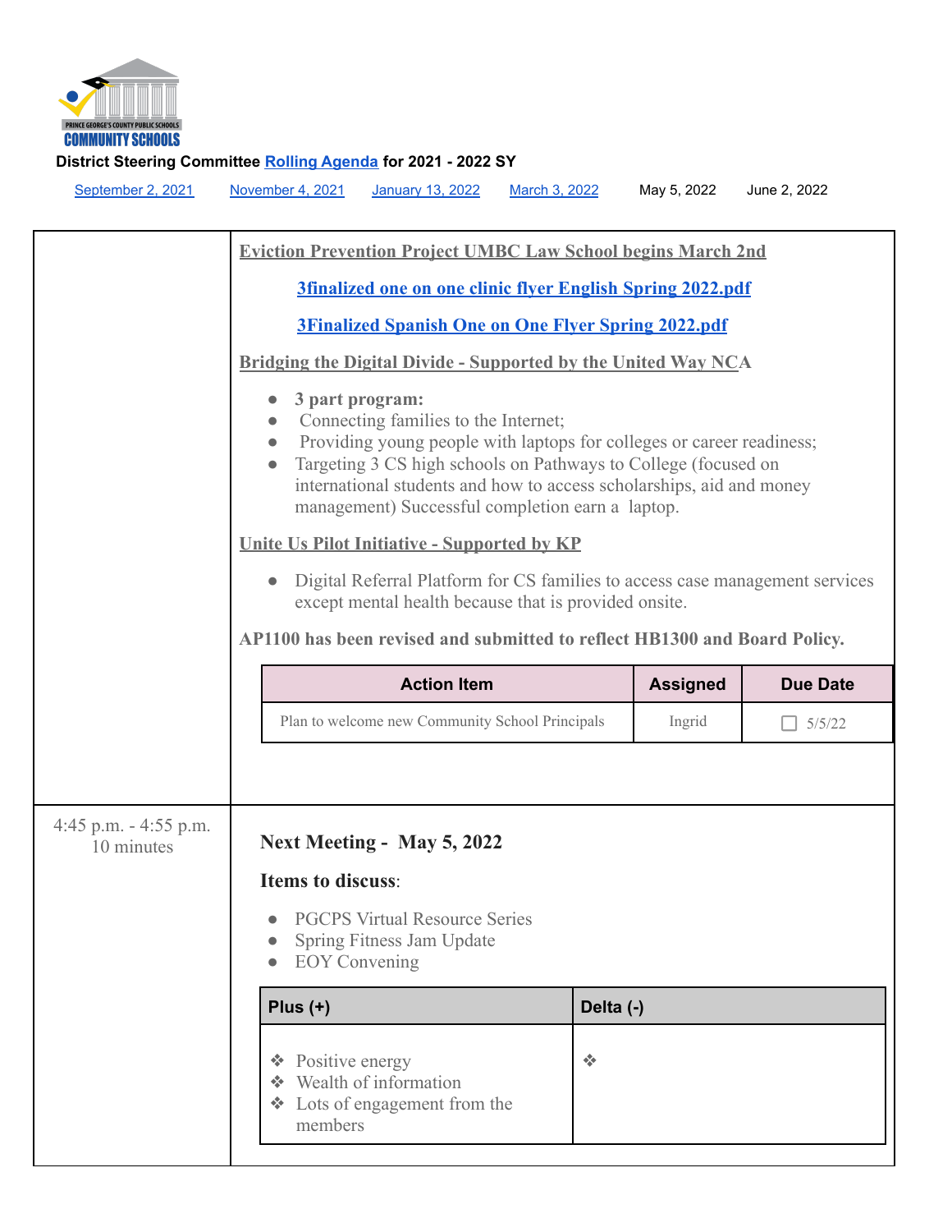PRINCE GEORGE'S COUNTY PUBLIC SCHOOLS
COMMUNITY SCHOOLS

**District Steering Committee Rolling Agenda for 2021 - 2022 SY**

September 2, 2021 November 4, 2021 January 13, 2022 March 3, 2022 May 5, 2022 June 2, 2022

| | |
|---|---|
| | **Eviction Prevention Project UMBC Law School begins March 2nd**<br><br>**3finalized one on one clinic flyer English Spring 2022.pdf**<br><br>**3Finalized Spanish One on One Flyer Spring 2022.pdf**<br><br>**Bridging the Digital Divide - Supported by the United Way NCA**<br><br>● **3 part program:**<br>● Connecting families to the Internet;<br>● Providing young people with laptops for colleges or career readiness;<br>● Targeting 3 CS high schools on Pathways to College (focused on international students and how to access scholarships, aid and money management) Successful completion earn a laptop.<br><br>**Unite Us Pilot Initiative - Supported by KP**<br><br>● Digital Referral Platform for CS families to access case management services except mental health because that is provided onsite.<br><br>**AP1100 has been revised and submitted to reflect HB1300 and Board Policy.**<br><br>Action Item: Plan to welcome new Community School Principals — Assigned: Ingrid — Due Date: ☐ 5/5/22 |
| 4:45 p.m. - 4:55 p.m.<br>10 minutes | **Next Meeting - May 5, 2022**<br><br>**Items to discuss**:<br><br>● PGCPS Virtual Resource Series<br>● Spring Fitness Jam Update<br>● EOY Convening<br><br>Plus (+): ❖ Positive energy ❖ Wealth of information ❖ Lots of engagement from the members<br>Delta (-): ❖ |